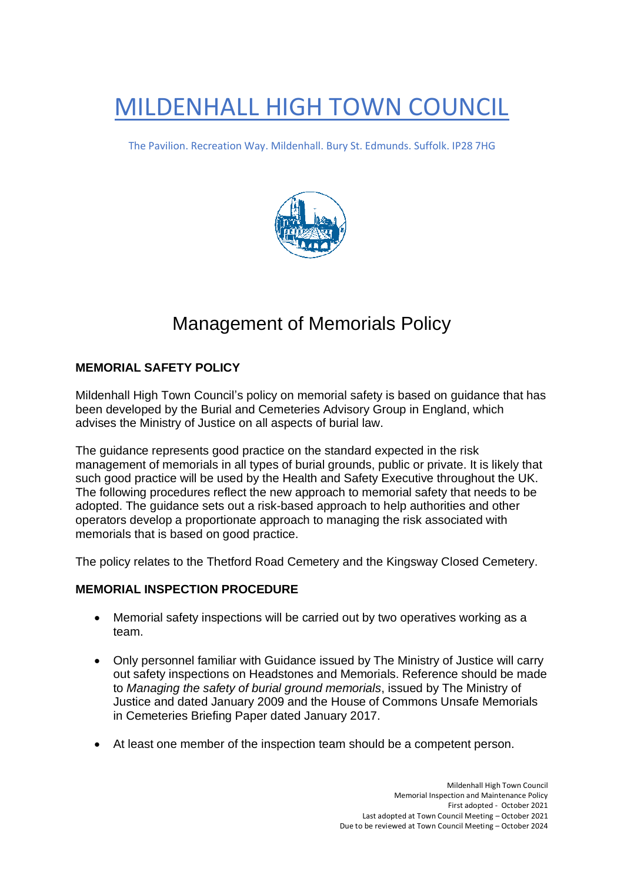# MILDENHALL HIGH TOWN COUNCIL

The Pavilion. Recreation Way. Mildenhall. Bury St. Edmunds. Suffolk. IP28 7HG

## Management of Memorials Policy

### MEMORIAL SAFETY POLICY

Mildenhall High Town Council's policy on memorial safety is based on guidance that has been developed by the Burial and Cemeteries Advisory Group in England, which advises the Ministry of Justice on all aspects of burial law.

The guidance represents good practice on the standard expected in the risk management of memorials in all types of burial grounds, public or private. It is likely that such good practice will be used by the Health and Safety Executive throughout the UK. The following procedures reflect the new approach to memorial safety that needs to be adopted. The guidance sets out a risk-based approach to help authorities and other operators develop a proportionate approach to managing the risk associated with memorials that is based on good practice.

The policy relates to the Thetford Road Cemetery and the Kingsway Closed Cemetery.

### MEMORIAL INSPECTION PROCEDURE

- Memorial safety inspections will be carried out by two operatives working as a team.
- Only personnel familiar with Guidance issued by The Ministry of Justice will carry out safety inspections on Headstones and Memorials. Reference should be made to *Managing the safety of burial ground memorials*, issued by The Ministry of Justice and dated January 2009 and the House of Commons Unsafe Memorials in Cemeteries Briefing Paper dated January 2017.
- At least one member of the inspection team should be a competent person.

Mildenhall High Town Council
Memorial Inspection and Maintenance Policy
First adopted - October 2021
Last adopted at Town Council Meeting – October 2021
Due to be reviewed at Town Council Meeting – October 2024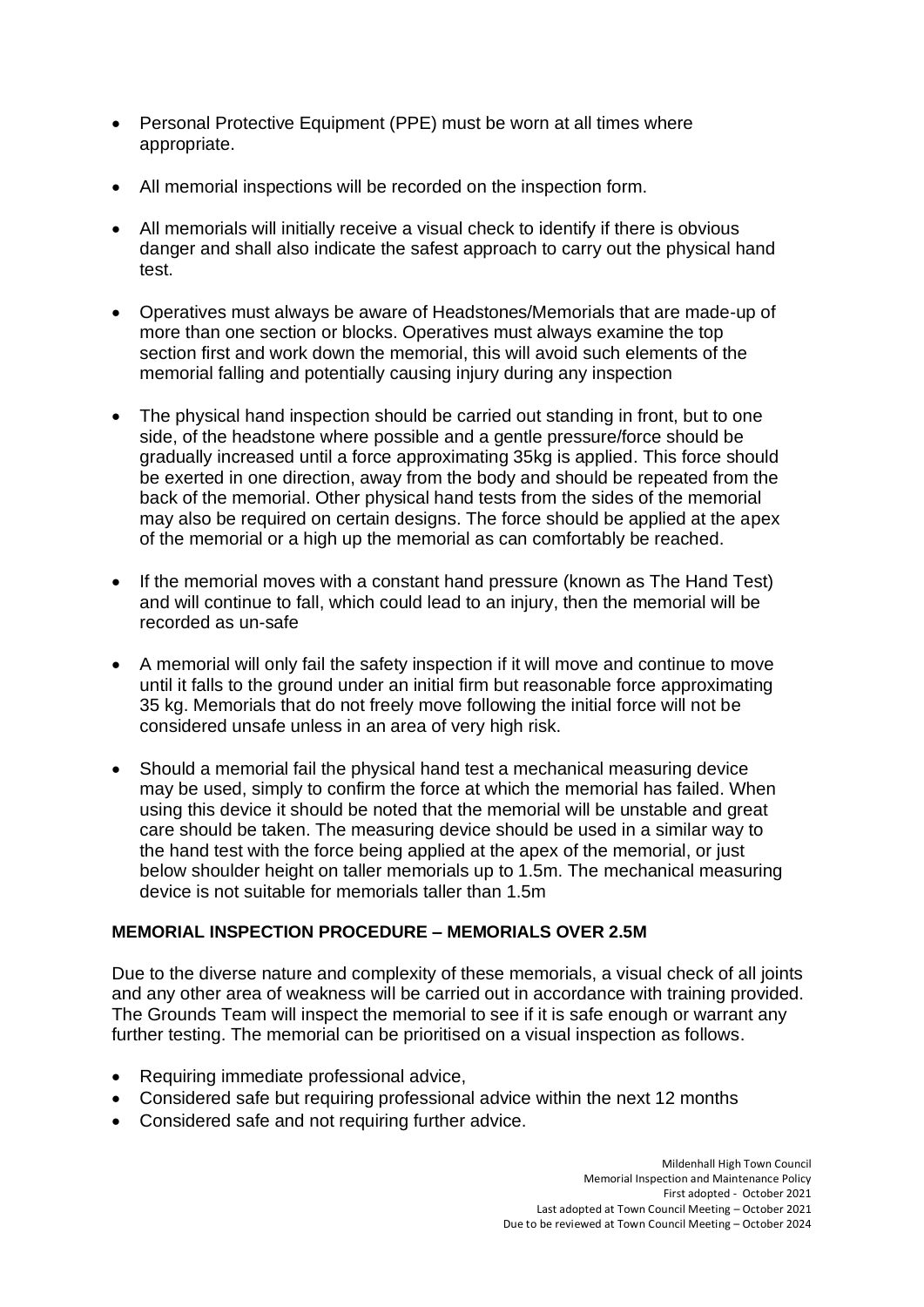- Personal Protective Equipment (PPE) must be worn at all times where appropriate.
- All memorial inspections will be recorded on the inspection form.
- All memorials will initially receive a visual check to identify if there is obvious danger and shall also indicate the safest approach to carry out the physical hand test.
- Operatives must always be aware of Headstones/Memorials that are made-up of more than one section or blocks. Operatives must always examine the top section first and work down the memorial, this will avoid such elements of the memorial falling and potentially causing injury during any inspection
- The physical hand inspection should be carried out standing in front, but to one side, of the headstone where possible and a gentle pressure/force should be gradually increased until a force approximating 35kg is applied. This force should be exerted in one direction, away from the body and should be repeated from the back of the memorial. Other physical hand tests from the sides of the memorial may also be required on certain designs. The force should be applied at the apex of the memorial or a high up the memorial as can comfortably be reached.
- If the memorial moves with a constant hand pressure (known as The Hand Test) and will continue to fall, which could lead to an injury, then the memorial will be recorded as un-safe
- A memorial will only fail the safety inspection if it will move and continue to move until it falls to the ground under an initial firm but reasonable force approximating 35 kg. Memorials that do not freely move following the initial force will not be considered unsafe unless in an area of very high risk.
- Should a memorial fail the physical hand test a mechanical measuring device may be used, simply to confirm the force at which the memorial has failed. When using this device it should be noted that the memorial will be unstable and great care should be taken. The measuring device should be used in a similar way to the hand test with the force being applied at the apex of the memorial, or just below shoulder height on taller memorials up to 1.5m. The mechanical measuring device is not suitable for memorials taller than 1.5m

**MEMORIAL INSPECTION PROCEDURE – MEMORIALS OVER 2.5M**

Due to the diverse nature and complexity of these memorials, a visual check of all joints and any other area of weakness will be carried out in accordance with training provided. The Grounds Team will inspect the memorial to see if it is safe enough or warrant any further testing. The memorial can be prioritised on a visual inspection as follows.

- Requiring immediate professional advice,
- Considered safe but requiring professional advice within the next 12 months
- Considered safe and not requiring further advice.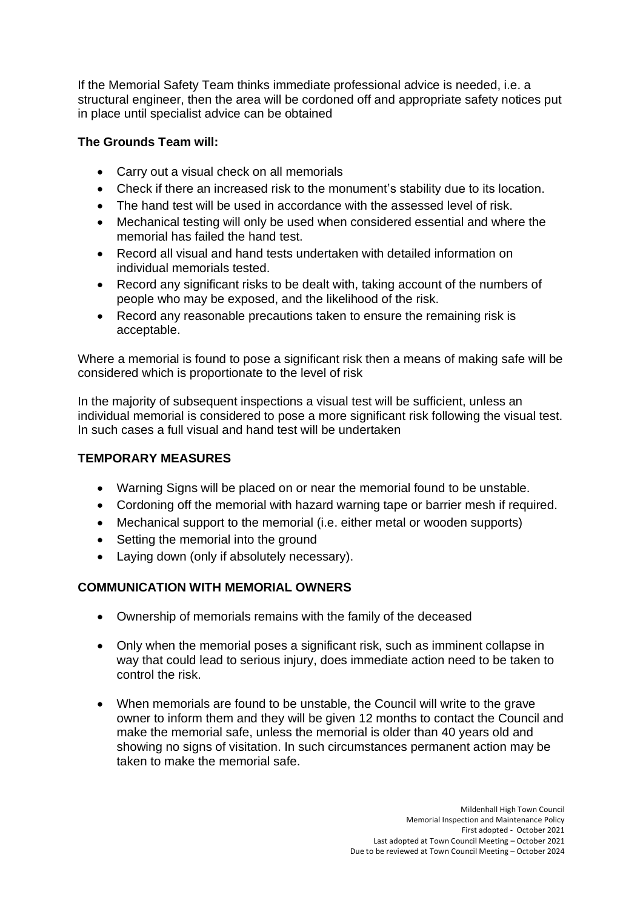If the Memorial Safety Team thinks immediate professional advice is needed, i.e. a structural engineer, then the area will be cordoned off and appropriate safety notices put in place until specialist advice can be obtained

**The Grounds Team will:**

- Carry out a visual check on all memorials
- Check if there an increased risk to the monument's stability due to its location.
- The hand test will be used in accordance with the assessed level of risk.
- Mechanical testing will only be used when considered essential and where the memorial has failed the hand test.
- Record all visual and hand tests undertaken with detailed information on individual memorials tested.
- Record any significant risks to be dealt with, taking account of the numbers of people who may be exposed, and the likelihood of the risk.
- Record any reasonable precautions taken to ensure the remaining risk is acceptable.

Where a memorial is found to pose a significant risk then a means of making safe will be considered which is proportionate to the level of risk

In the majority of subsequent inspections a visual test will be sufficient, unless an individual memorial is considered to pose a more significant risk following the visual test. In such cases a full visual and hand test will be undertaken

## TEMPORARY MEASURES

- Warning Signs will be placed on or near the memorial found to be unstable.
- Cordoning off the memorial with hazard warning tape or barrier mesh if required.
- Mechanical support to the memorial (i.e. either metal or wooden supports)
- Setting the memorial into the ground
- Laying down (only if absolutely necessary).

## COMMUNICATION WITH MEMORIAL OWNERS

- Ownership of memorials remains with the family of the deceased
- Only when the memorial poses a significant risk, such as imminent collapse in way that could lead to serious injury, does immediate action need to be taken to control the risk.
- When memorials are found to be unstable, the Council will write to the grave owner to inform them and they will be given 12 months to contact the Council and make the memorial safe, unless the memorial is older than 40 years old and showing no signs of visitation. In such circumstances permanent action may be taken to make the memorial safe.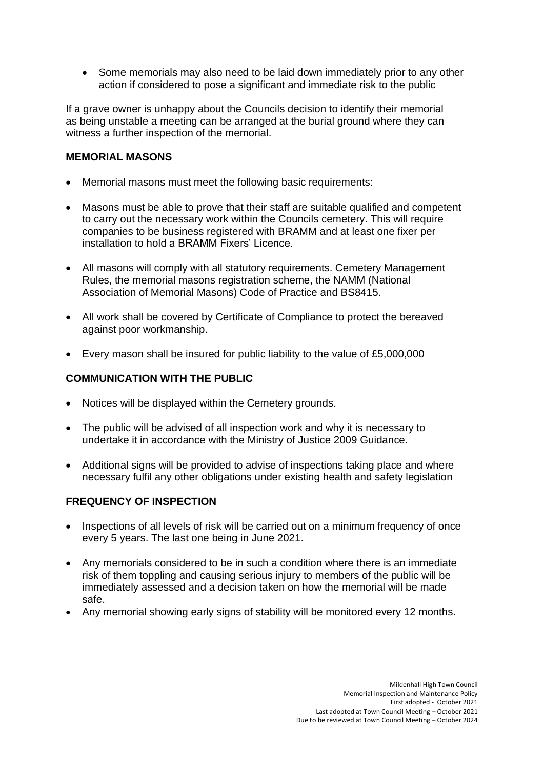- Some memorials may also need to be laid down immediately prior to any other action if considered to pose a significant and immediate risk to the public

If a grave owner is unhappy about the Councils decision to identify their memorial as being unstable a meeting can be arranged at the burial ground where they can witness a further inspection of the memorial.

**MEMORIAL MASONS**

- Memorial masons must meet the following basic requirements:
- Masons must be able to prove that their staff are suitable qualified and competent to carry out the necessary work within the Councils cemetery. This will require companies to be business registered with BRAMM and at least one fixer per installation to hold a BRAMM Fixers' Licence.
- All masons will comply with all statutory requirements. Cemetery Management Rules, the memorial masons registration scheme, the NAMM (National Association of Memorial Masons) Code of Practice and BS8415.
- All work shall be covered by Certificate of Compliance to protect the bereaved against poor workmanship.
- Every mason shall be insured for public liability to the value of £5,000,000

**COMMUNICATION WITH THE PUBLIC**

- Notices will be displayed within the Cemetery grounds.
- The public will be advised of all inspection work and why it is necessary to undertake it in accordance with the Ministry of Justice 2009 Guidance.
- Additional signs will be provided to advise of inspections taking place and where necessary fulfil any other obligations under existing health and safety legislation

**FREQUENCY OF INSPECTION**

- Inspections of all levels of risk will be carried out on a minimum frequency of once every 5 years. The last one being in June 2021.
- Any memorials considered to be in such a condition where there is an immediate risk of them toppling and causing serious injury to members of the public will be immediately assessed and a decision taken on how the memorial will be made safe.
- Any memorial showing early signs of stability will be monitored every 12 months.

Mildenhall High Town Council
Memorial Inspection and Maintenance Policy
First adopted - October 2021
Last adopted at Town Council Meeting – October 2021
Due to be reviewed at Town Council Meeting – October 2024